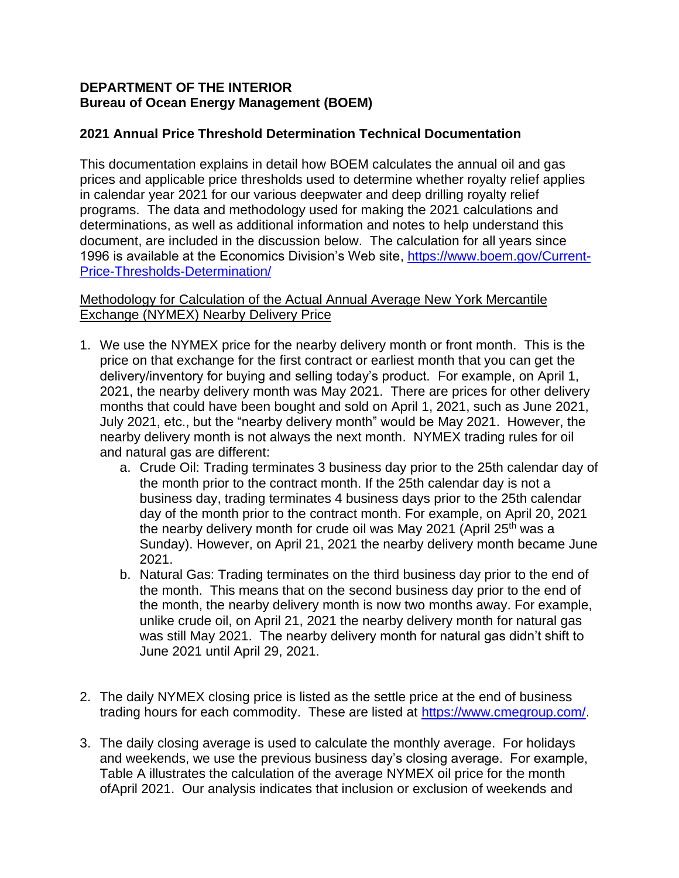**DEPARTMENT OF THE INTERIOR**
**Bureau of Ocean Energy Management (BOEM)**

## 2021 Annual Price Threshold Determination Technical Documentation

This documentation explains in detail how BOEM calculates the annual oil and gas prices and applicable price thresholds used to determine whether royalty relief applies in calendar year 2021 for our various deepwater and deep drilling royalty relief programs. The data and methodology used for making the 2021 calculations and determinations, as well as additional information and notes to help understand this document, are included in the discussion below. The calculation for all years since 1996 is available at the Economics Division's Web site, https://www.boem.gov/Current-Price-Thresholds-Determination/

### Methodology for Calculation of the Actual Annual Average New York Mercantile Exchange (NYMEX) Nearby Delivery Price

1. We use the NYMEX price for the nearby delivery month or front month. This is the price on that exchange for the first contract or earliest month that you can get the delivery/inventory for buying and selling today's product. For example, on April 1, 2021, the nearby delivery month was May 2021. There are prices for other delivery months that could have been bought and sold on April 1, 2021, such as June 2021, July 2021, etc., but the "nearby delivery month" would be May 2021. However, the nearby delivery month is not always the next month. NYMEX trading rules for oil and natural gas are different:
   a. Crude Oil: Trading terminates 3 business day prior to the 25th calendar day of the month prior to the contract month. If the 25th calendar day is not a business day, trading terminates 4 business days prior to the 25th calendar day of the month prior to the contract month. For example, on April 20, 2021 the nearby delivery month for crude oil was May 2021 (April 25th was a Sunday). However, on April 21, 2021 the nearby delivery month became June 2021.
   b. Natural Gas: Trading terminates on the third business day prior to the end of the month. This means that on the second business day prior to the end of the month, the nearby delivery month is now two months away. For example, unlike crude oil, on April 21, 2021 the nearby delivery month for natural gas was still May 2021. The nearby delivery month for natural gas didn't shift to June 2021 until April 29, 2021.

2. The daily NYMEX closing price is listed as the settle price at the end of business trading hours for each commodity. These are listed at https://www.cmegroup.com/.

3. The daily closing average is used to calculate the monthly average. For holidays and weekends, we use the previous business day's closing average. For example, Table A illustrates the calculation of the average NYMEX oil price for the month ofApril 2021. Our analysis indicates that inclusion or exclusion of weekends and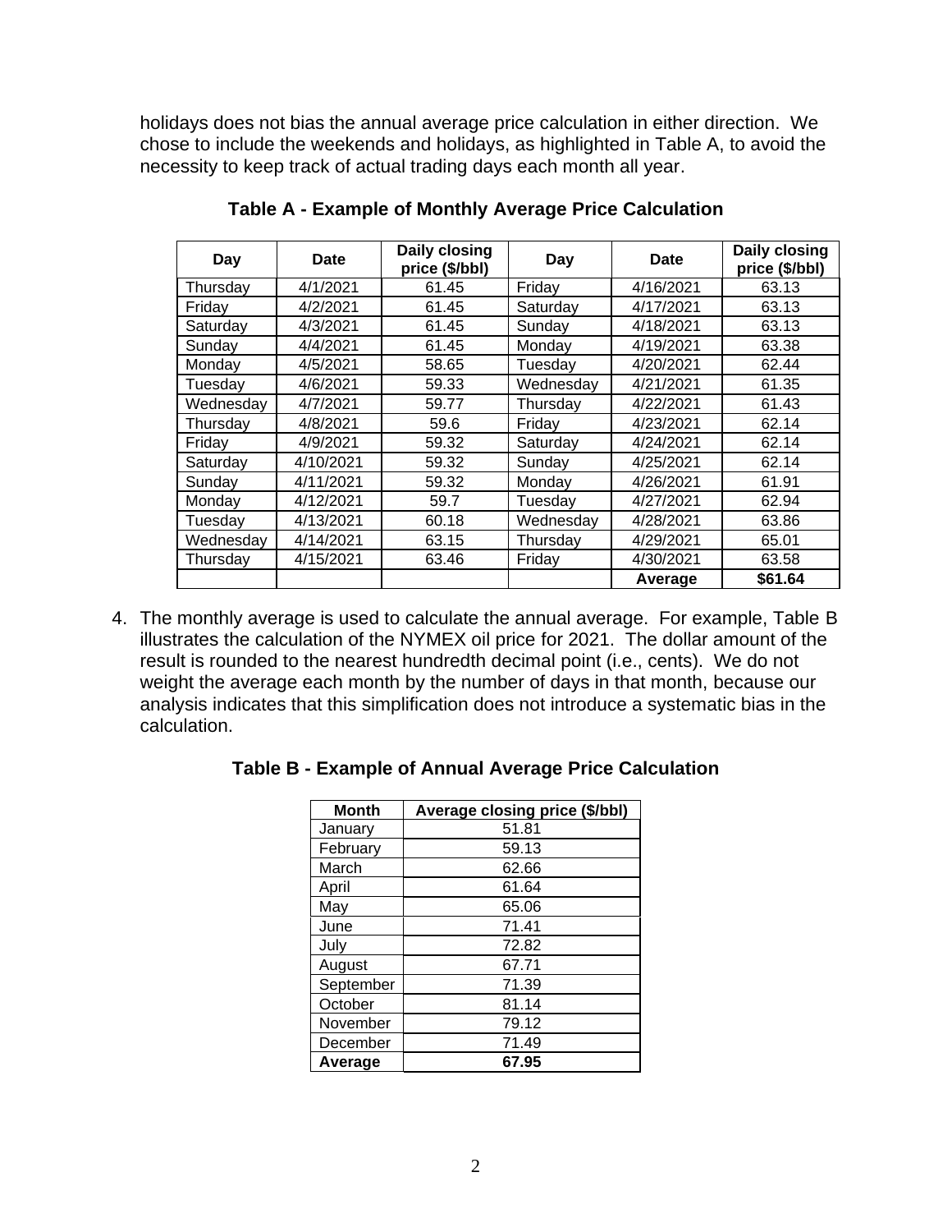holidays does not bias the annual average price calculation in either direction. We chose to include the weekends and holidays, as highlighted in Table A, to avoid the necessity to keep track of actual trading days each month all year.

**Table A - Example of Monthly Average Price Calculation**

| Day | Date | Daily closing price ($/bbl) | Day | Date | Daily closing price ($/bbl) |
|---|---|---|---|---|---|
| Thursday | 4/1/2021 | 61.45 | Friday | 4/16/2021 | 63.13 |
| Friday | 4/2/2021 | 61.45 | Saturday | 4/17/2021 | 63.13 |
| Saturday | 4/3/2021 | 61.45 | Sunday | 4/18/2021 | 63.13 |
| Sunday | 4/4/2021 | 61.45 | Monday | 4/19/2021 | 63.38 |
| Monday | 4/5/2021 | 58.65 | Tuesday | 4/20/2021 | 62.44 |
| Tuesday | 4/6/2021 | 59.33 | Wednesday | 4/21/2021 | 61.35 |
| Wednesday | 4/7/2021 | 59.77 | Thursday | 4/22/2021 | 61.43 |
| Thursday | 4/8/2021 | 59.6 | Friday | 4/23/2021 | 62.14 |
| Friday | 4/9/2021 | 59.32 | Saturday | 4/24/2021 | 62.14 |
| Saturday | 4/10/2021 | 59.32 | Sunday | 4/25/2021 | 62.14 |
| Sunday | 4/11/2021 | 59.32 | Monday | 4/26/2021 | 61.91 |
| Monday | 4/12/2021 | 59.7 | Tuesday | 4/27/2021 | 62.94 |
| Tuesday | 4/13/2021 | 60.18 | Wednesday | 4/28/2021 | 63.86 |
| Wednesday | 4/14/2021 | 63.15 | Thursday | 4/29/2021 | 65.01 |
| Thursday | 4/15/2021 | 63.46 | Friday | 4/30/2021 | 63.58 |
| | | | | **Average** | **$61.64** |

4. The monthly average is used to calculate the annual average. For example, Table B illustrates the calculation of the NYMEX oil price for 2021. The dollar amount of the result is rounded to the nearest hundredth decimal point (i.e., cents). We do not weight the average each month by the number of days in that month, because our analysis indicates that this simplification does not introduce a systematic bias in the calculation.

**Table B - Example of Annual Average Price Calculation**

| Month | Average closing price ($/bbl) |
|---|---|
| January | 51.81 |
| February | 59.13 |
| March | 62.66 |
| April | 61.64 |
| May | 65.06 |
| June | 71.41 |
| July | 72.82 |
| August | 67.71 |
| September | 71.39 |
| October | 81.14 |
| November | 79.12 |
| December | 71.49 |
| **Average** | **67.95** |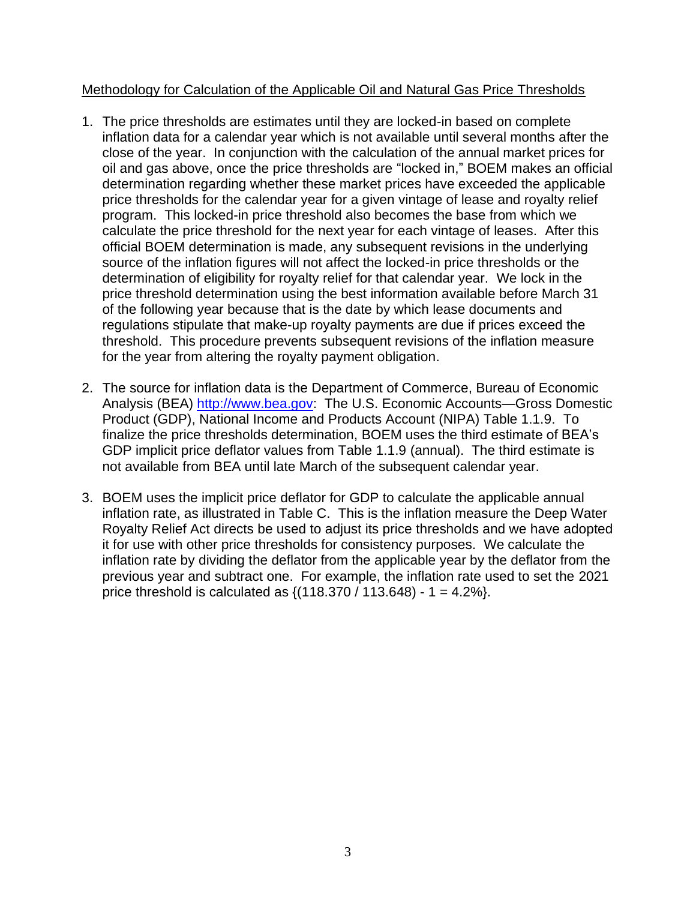<u>Methodology for Calculation of the Applicable Oil and Natural Gas Price Thresholds</u>

1. The price thresholds are estimates until they are locked-in based on complete inflation data for a calendar year which is not available until several months after the close of the year. In conjunction with the calculation of the annual market prices for oil and gas above, once the price thresholds are "locked in," BOEM makes an official determination regarding whether these market prices have exceeded the applicable price thresholds for the calendar year for a given vintage of lease and royalty relief program. This locked-in price threshold also becomes the base from which we calculate the price threshold for the next year for each vintage of leases. After this official BOEM determination is made, any subsequent revisions in the underlying source of the inflation figures will not affect the locked-in price thresholds or the determination of eligibility for royalty relief for that calendar year. We lock in the price threshold determination using the best information available before March 31 of the following year because that is the date by which lease documents and regulations stipulate that make-up royalty payments are due if prices exceed the threshold. This procedure prevents subsequent revisions of the inflation measure for the year from altering the royalty payment obligation.

2. The source for inflation data is the Department of Commerce, Bureau of Economic Analysis (BEA) [http://www.bea.gov](http://www.bea.gov): The U.S. Economic Accounts—Gross Domestic Product (GDP), National Income and Products Account (NIPA) Table 1.1.9. To finalize the price thresholds determination, BOEM uses the third estimate of BEA's GDP implicit price deflator values from Table 1.1.9 (annual). The third estimate is not available from BEA until late March of the subsequent calendar year.

3. BOEM uses the implicit price deflator for GDP to calculate the applicable annual inflation rate, as illustrated in Table C. This is the inflation measure the Deep Water Royalty Relief Act directs be used to adjust its price thresholds and we have adopted it for use with other price thresholds for consistency purposes. We calculate the inflation rate by dividing the deflator from the applicable year by the deflator from the previous year and subtract one. For example, the inflation rate used to set the 2021 price threshold is calculated as {(118.370 / 113.648) - 1 = 4.2%}.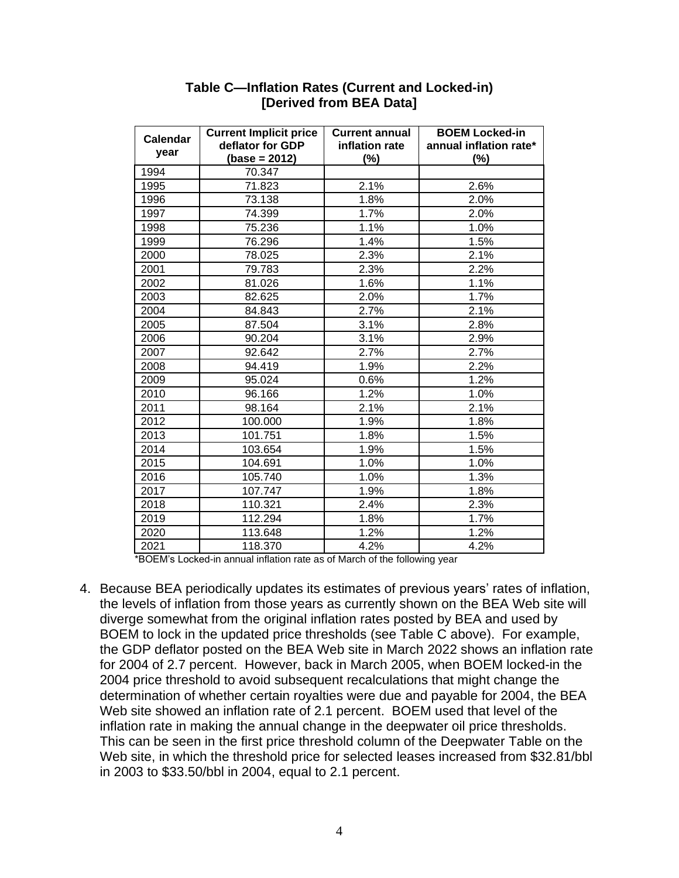**Table C—Inflation Rates (Current and Locked-in)**
**[Derived from BEA Data]**

| Calendar year | Current Implicit price deflator for GDP (base = 2012) | Current annual inflation rate (%) | BOEM Locked-in annual inflation rate* (%) |
|---|---|---|---|
| 1994 | 70.347 | | |
| 1995 | 71.823 | 2.1% | 2.6% |
| 1996 | 73.138 | 1.8% | 2.0% |
| 1997 | 74.399 | 1.7% | 2.0% |
| 1998 | 75.236 | 1.1% | 1.0% |
| 1999 | 76.296 | 1.4% | 1.5% |
| 2000 | 78.025 | 2.3% | 2.1% |
| 2001 | 79.783 | 2.3% | 2.2% |
| 2002 | 81.026 | 1.6% | 1.1% |
| 2003 | 82.625 | 2.0% | 1.7% |
| 2004 | 84.843 | 2.7% | 2.1% |
| 2005 | 87.504 | 3.1% | 2.8% |
| 2006 | 90.204 | 3.1% | 2.9% |
| 2007 | 92.642 | 2.7% | 2.7% |
| 2008 | 94.419 | 1.9% | 2.2% |
| 2009 | 95.024 | 0.6% | 1.2% |
| 2010 | 96.166 | 1.2% | 1.0% |
| 2011 | 98.164 | 2.1% | 2.1% |
| 2012 | 100.000 | 1.9% | 1.8% |
| 2013 | 101.751 | 1.8% | 1.5% |
| 2014 | 103.654 | 1.9% | 1.5% |
| 2015 | 104.691 | 1.0% | 1.0% |
| 2016 | 105.740 | 1.0% | 1.3% |
| 2017 | 107.747 | 1.9% | 1.8% |
| 2018 | 110.321 | 2.4% | 2.3% |
| 2019 | 112.294 | 1.8% | 1.7% |
| 2020 | 113.648 | 1.2% | 1.2% |
| 2021 | 118.370 | 4.2% | 4.2% |

*BOEM's Locked-in annual inflation rate as of March of the following year

4. Because BEA periodically updates its estimates of previous years' rates of inflation, the levels of inflation from those years as currently shown on the BEA Web site will diverge somewhat from the original inflation rates posted by BEA and used by BOEM to lock in the updated price thresholds (see Table C above). For example, the GDP deflator posted on the BEA Web site in March 2022 shows an inflation rate for 2004 of 2.7 percent. However, back in March 2005, when BOEM locked-in the 2004 price threshold to avoid subsequent recalculations that might change the determination of whether certain royalties were due and payable for 2004, the BEA Web site showed an inflation rate of 2.1 percent. BOEM used that level of the inflation rate in making the annual change in the deepwater oil price thresholds. This can be seen in the first price threshold column of the Deepwater Table on the Web site, in which the threshold price for selected leases increased from $32.81/bbl in 2003 to $33.50/bbl in 2004, equal to 2.1 percent.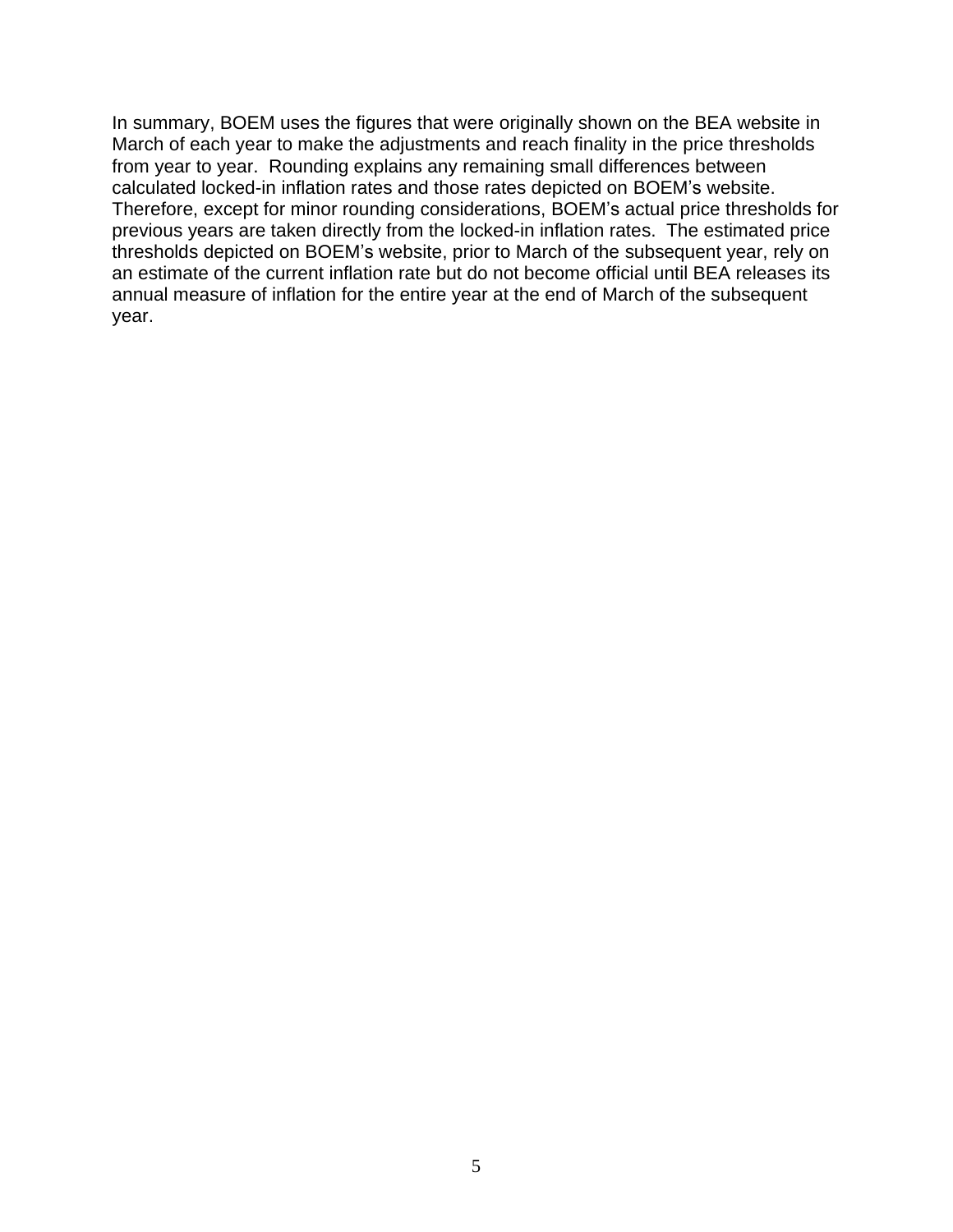In summary, BOEM uses the figures that were originally shown on the BEA website in March of each year to make the adjustments and reach finality in the price thresholds from year to year. Rounding explains any remaining small differences between calculated locked-in inflation rates and those rates depicted on BOEM's website. Therefore, except for minor rounding considerations, BOEM's actual price thresholds for previous years are taken directly from the locked-in inflation rates. The estimated price thresholds depicted on BOEM's website, prior to March of the subsequent year, rely on an estimate of the current inflation rate but do not become official until BEA releases its annual measure of inflation for the entire year at the end of March of the subsequent year.